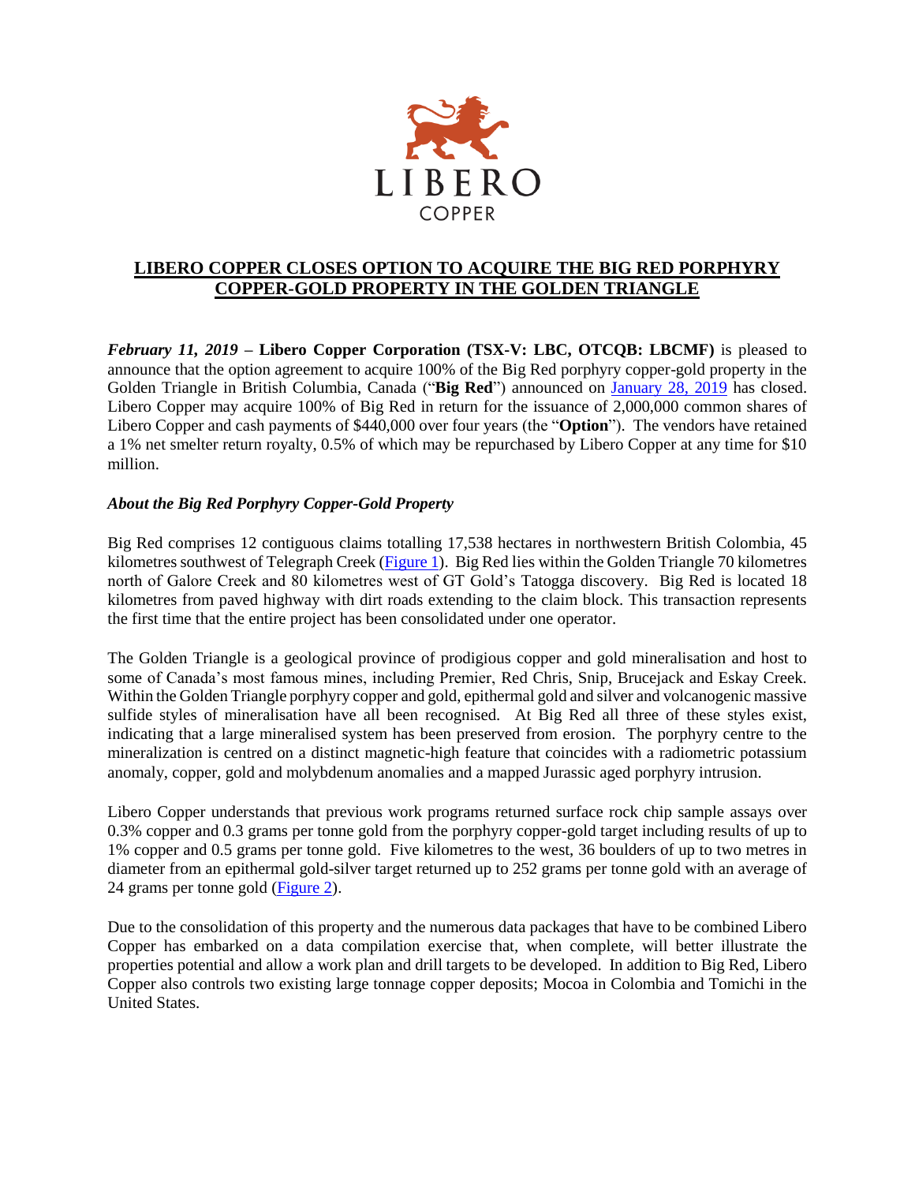LIBERO

COPPER

# LIBERO COPPER CLOSES OPTION TO ACQUIRE THE BIG RED PORPHYRY COPPER-GOLD PROPERTY IN THE GOLDEN TRIANGLE

***February 11, 2019*** – **Libero Copper Corporation (TSX-V: LBC, OTCQB: LBCMF)** is pleased to announce that the option agreement to acquire 100% of the Big Red porphyry copper-gold property in the Golden Triangle in British Columbia, Canada ("**Big Red**") announced on January 28, 2019 has closed. Libero Copper may acquire 100% of Big Red in return for the issuance of 2,000,000 common shares of Libero Copper and cash payments of $440,000 over four years (the "**Option**"). The vendors have retained a 1% net smelter return royalty, 0.5% of which may be repurchased by Libero Copper at any time for $10 million.

### *About the Big Red Porphyry Copper-Gold Property*

Big Red comprises 12 contiguous claims totalling 17,538 hectares in northwestern British Columbia, 45 kilometres southwest of Telegraph Creek (Figure 1). Big Red lies within the Golden Triangle 70 kilometres north of Galore Creek and 80 kilometres west of GT Gold's Tatogga discovery. Big Red is located 18 kilometres from paved highway with dirt roads extending to the claim block. This transaction represents the first time that the entire project has been consolidated under one operator.

The Golden Triangle is a geological province of prodigious copper and gold mineralisation and host to some of Canada's most famous mines, including Premier, Red Chris, Snip, Brucejack and Eskay Creek. Within the Golden Triangle porphyry copper and gold, epithermal gold and silver and volcanogenic massive sulfide styles of mineralisation have all been recognised. At Big Red all three of these styles exist, indicating that a large mineralised system has been preserved from erosion. The porphyry centre to the mineralization is centred on a distinct magnetic-high feature that coincides with a radiometric potassium anomaly, copper, gold and molybdenum anomalies and a mapped Jurassic aged porphyry intrusion.

Libero Copper understands that previous work programs returned surface rock chip sample assays over 0.3% copper and 0.3 grams per tonne gold from the porphyry copper-gold target including results of up to 1% copper and 0.5 grams per tonne gold. Five kilometres to the west, 36 boulders of up to two metres in diameter from an epithermal gold-silver target returned up to 252 grams per tonne gold with an average of 24 grams per tonne gold (Figure 2).

Due to the consolidation of this property and the numerous data packages that have to be combined Libero Copper has embarked on a data compilation exercise that, when complete, will better illustrate the properties potential and allow a work plan and drill targets to be developed. In addition to Big Red, Libero Copper also controls two existing large tonnage copper deposits; Mocoa in Colombia and Tomichi in the United States.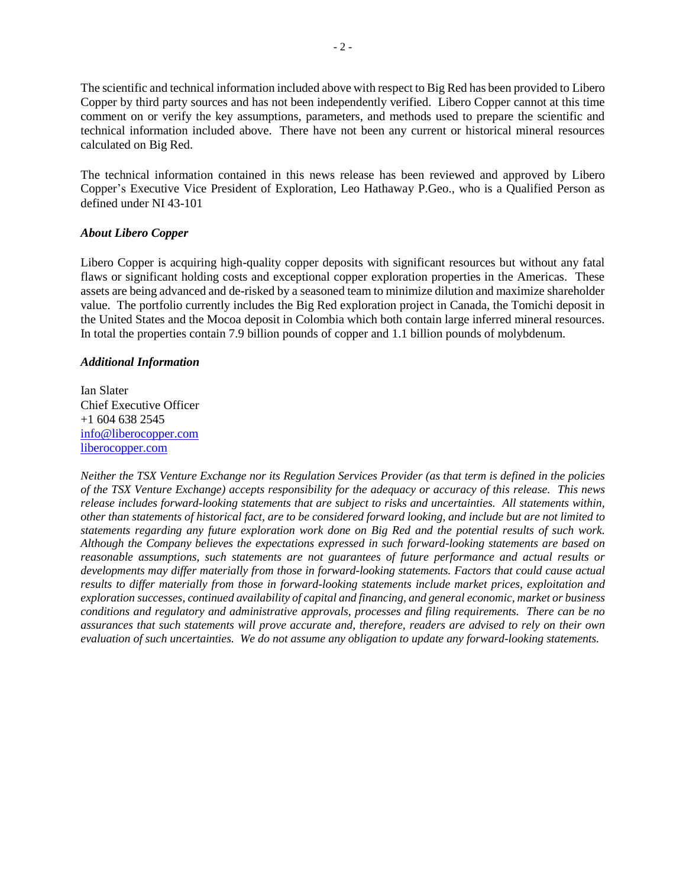The scientific and technical information included above with respect to Big Red has been provided to Libero Copper by third party sources and has not been independently verified. Libero Copper cannot at this time comment on or verify the key assumptions, parameters, and methods used to prepare the scientific and technical information included above. There have not been any current or historical mineral resources calculated on Big Red.

The technical information contained in this news release has been reviewed and approved by Libero Copper's Executive Vice President of Exploration, Leo Hathaway P.Geo., who is a Qualified Person as defined under NI 43-101

***About Libero Copper***

Libero Copper is acquiring high-quality copper deposits with significant resources but without any fatal flaws or significant holding costs and exceptional copper exploration properties in the Americas. These assets are being advanced and de-risked by a seasoned team to minimize dilution and maximize shareholder value. The portfolio currently includes the Big Red exploration project in Canada, the Tomichi deposit in the United States and the Mocoa deposit in Colombia which both contain large inferred mineral resources. In total the properties contain 7.9 billion pounds of copper and 1.1 billion pounds of molybdenum.

***Additional Information***

Ian Slater
Chief Executive Officer
+1 604 638 2545
info@liberocopper.com
liberocopper.com

*Neither the TSX Venture Exchange nor its Regulation Services Provider (as that term is defined in the policies of the TSX Venture Exchange) accepts responsibility for the adequacy or accuracy of this release. This news release includes forward-looking statements that are subject to risks and uncertainties. All statements within, other than statements of historical fact, are to be considered forward looking, and include but are not limited to statements regarding any future exploration work done on Big Red and the potential results of such work. Although the Company believes the expectations expressed in such forward-looking statements are based on reasonable assumptions, such statements are not guarantees of future performance and actual results or developments may differ materially from those in forward-looking statements. Factors that could cause actual results to differ materially from those in forward-looking statements include market prices, exploitation and exploration successes, continued availability of capital and financing, and general economic, market or business conditions and regulatory and administrative approvals, processes and filing requirements. There can be no assurances that such statements will prove accurate and, therefore, readers are advised to rely on their own evaluation of such uncertainties. We do not assume any obligation to update any forward-looking statements.*